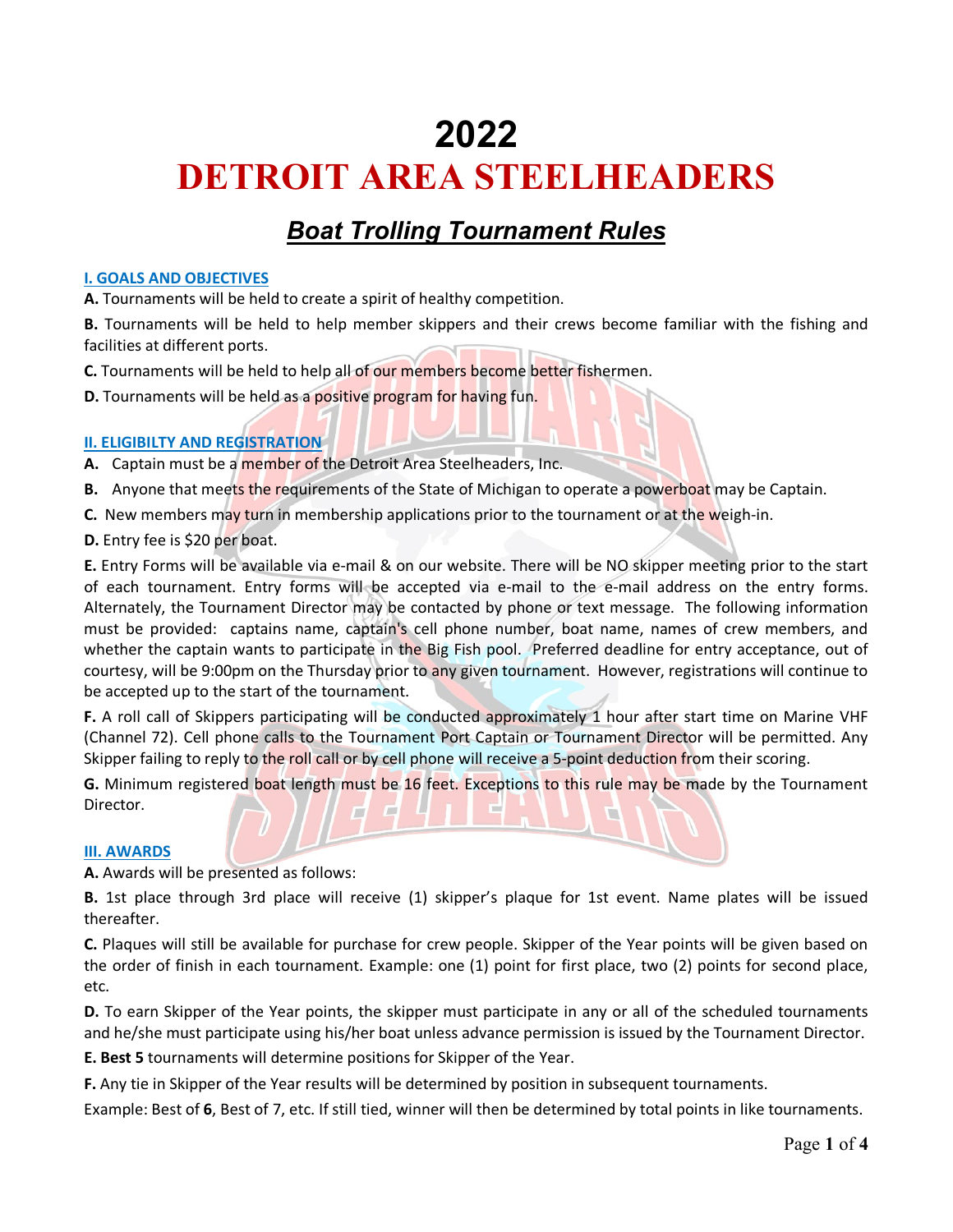# 2022

# DETROIT AREA STEELHEADERS

## *Boat Trolling Tournament Rules*

### I. GOALS AND OBJECTIVES

**A.** Tournaments will be held to create a spirit of healthy competition.

**B.** Tournaments will be held to help member skippers and their crews become familiar with the fishing and facilities at different ports.

**C.** Tournaments will be held to help all of our members become better fishermen.

**D.** Tournaments will be held as a positive program for having fun.

### II. ELIGIBILTY AND REGISTRATION

**A.** Captain must be a member of the Detroit Area Steelheaders, Inc.

**B.** Anyone that meets the requirements of the State of Michigan to operate a powerboat may be Captain.

**C.** New members may turn in membership applications prior to the tournament or at the weigh-in.

**D.** Entry fee is $20 per boat.

**E.** Entry Forms will be available via e-mail & on our website. There will be NO skipper meeting prior to the start of each tournament. Entry forms will be accepted via e-mail to the e-mail address on the entry forms. Alternately, the Tournament Director may be contacted by phone or text message. The following information must be provided: captains name, captain's cell phone number, boat name, names of crew members, and whether the captain wants to participate in the Big Fish pool. Preferred deadline for entry acceptance, out of courtesy, will be 9:00pm on the Thursday prior to any given tournament. However, registrations will continue to be accepted up to the start of the tournament.

**F.** A roll call of Skippers participating will be conducted approximately 1 hour after start time on Marine VHF (Channel 72). Cell phone calls to the Tournament Port Captain or Tournament Director will be permitted. Any Skipper failing to reply to the roll call or by cell phone will receive a 5-point deduction from their scoring.

**G.** Minimum registered boat length must be 16 feet. Exceptions to this rule may be made by the Tournament Director.

### III. AWARDS

**A.** Awards will be presented as follows:

**B.** 1st place through 3rd place will receive (1) skipper's plaque for 1st event. Name plates will be issued thereafter.

**C.** Plaques will still be available for purchase for crew people. Skipper of the Year points will be given based on the order of finish in each tournament. Example: one (1) point for first place, two (2) points for second place, etc.

**D.** To earn Skipper of the Year points, the skipper must participate in any or all of the scheduled tournaments and he/she must participate using his/her boat unless advance permission is issued by the Tournament Director.

**E. Best 5** tournaments will determine positions for Skipper of the Year.

**F.** Any tie in Skipper of the Year results will be determined by position in subsequent tournaments.

Example: Best of **6**, Best of 7, etc. If still tied, winner will then be determined by total points in like tournaments.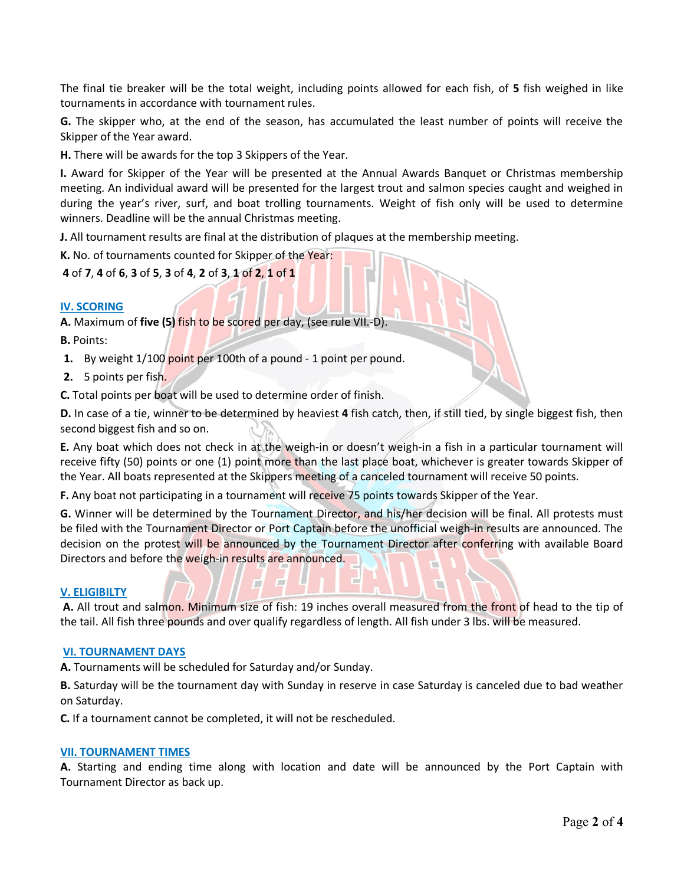The final tie breaker will be the total weight, including points allowed for each fish, of **5** fish weighed in like tournaments in accordance with tournament rules.

**G.** The skipper who, at the end of the season, has accumulated the least number of points will receive the Skipper of the Year award.

**H.** There will be awards for the top 3 Skippers of the Year.

**I.** Award for Skipper of the Year will be presented at the Annual Awards Banquet or Christmas membership meeting. An individual award will be presented for the largest trout and salmon species caught and weighed in during the year's river, surf, and boat trolling tournaments. Weight of fish only will be used to determine winners. Deadline will be the annual Christmas meeting.

**J.** All tournament results are final at the distribution of plaques at the membership meeting.

**K.** No. of tournaments counted for Skipper of the Year:

**4** of **7**, **4** of **6**, **3** of **5**, **3** of **4**, **2** of **3**, **1** of **2**, **1** of **1**

## IV. SCORING

**A.** Maximum of **five (5)** fish to be scored per day, (see rule VII.-D).

**B.** Points:

1. By weight 1/100 point per 100th of a pound - 1 point per pound.
2. 5 points per fish.

**C.** Total points per boat will be used to determine order of finish.

**D.** In case of a tie, winner to be determined by heaviest **4** fish catch, then, if still tied, by single biggest fish, then second biggest fish and so on.

**E.** Any boat which does not check in at the weigh-in or doesn't weigh-in a fish in a particular tournament will receive fifty (50) points or one (1) point more than the last place boat, whichever is greater towards Skipper of the Year. All boats represented at the Skippers meeting of a canceled tournament will receive 50 points.

**F.** Any boat not participating in a tournament will receive 75 points towards Skipper of the Year.

**G.** Winner will be determined by the Tournament Director, and his/her decision will be final. All protests must be filed with the Tournament Director or Port Captain before the unofficial weigh-in results are announced. The decision on the protest will be announced by the Tournament Director after conferring with available Board Directors and before the weigh-in results are announced.

## V. ELIGIBILTY

**A.** All trout and salmon. Minimum size of fish: 19 inches overall measured from the front of head to the tip of the tail. All fish three pounds and over qualify regardless of length. All fish under 3 lbs. will be measured.

## VI. TOURNAMENT DAYS

**A.** Tournaments will be scheduled for Saturday and/or Sunday.

**B.** Saturday will be the tournament day with Sunday in reserve in case Saturday is canceled due to bad weather on Saturday.

**C.** If a tournament cannot be completed, it will not be rescheduled.

## VII. TOURNAMENT TIMES

**A.** Starting and ending time along with location and date will be announced by the Port Captain with Tournament Director as back up.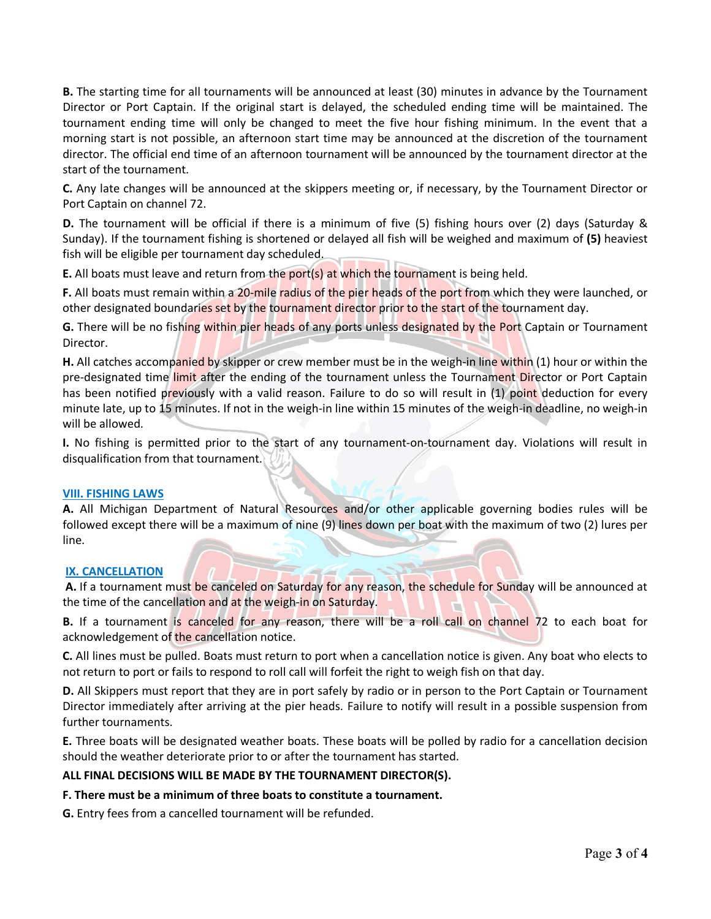**B.** The starting time for all tournaments will be announced at least (30) minutes in advance by the Tournament Director or Port Captain. If the original start is delayed, the scheduled ending time will be maintained. The tournament ending time will only be changed to meet the five hour fishing minimum. In the event that a morning start is not possible, an afternoon start time may be announced at the discretion of the tournament director. The official end time of an afternoon tournament will be announced by the tournament director at the start of the tournament.

**C.** Any late changes will be announced at the skippers meeting or, if necessary, by the Tournament Director or Port Captain on channel 72.

**D.** The tournament will be official if there is a minimum of five (5) fishing hours over (2) days (Saturday & Sunday). If the tournament fishing is shortened or delayed all fish will be weighed and maximum of **(5)** heaviest fish will be eligible per tournament day scheduled.

**E.** All boats must leave and return from the port(s) at which the tournament is being held.

**F.** All boats must remain within a 20-mile radius of the pier heads of the port from which they were launched, or other designated boundaries set by the tournament director prior to the start of the tournament day.

**G.** There will be no fishing within pier heads of any ports unless designated by the Port Captain or Tournament Director.

**H.** All catches accompanied by skipper or crew member must be in the weigh-in line within (1) hour or within the pre-designated time limit after the ending of the tournament unless the Tournament Director or Port Captain has been notified previously with a valid reason. Failure to do so will result in (1) point deduction for every minute late, up to 15 minutes. If not in the weigh-in line within 15 minutes of the weigh-in deadline, no weigh-in will be allowed.

**I.** No fishing is permitted prior to the start of any tournament-on-tournament day. Violations will result in disqualification from that tournament.

## VIII. FISHING LAWS

**A.** All Michigan Department of Natural Resources and/or other applicable governing bodies rules will be followed except there will be a maximum of nine (9) lines down per boat with the maximum of two (2) lures per line.

## IX. CANCELLATION

**A.** If a tournament must be canceled on Saturday for any reason, the schedule for Sunday will be announced at the time of the cancellation and at the weigh-in on Saturday.

**B.** If a tournament is canceled for any reason, there will be a roll call on channel 72 to each boat for acknowledgement of the cancellation notice.

**C.** All lines must be pulled. Boats must return to port when a cancellation notice is given. Any boat who elects to not return to port or fails to respond to roll call will forfeit the right to weigh fish on that day.

**D.** All Skippers must report that they are in port safely by radio or in person to the Port Captain or Tournament Director immediately after arriving at the pier heads. Failure to notify will result in a possible suspension from further tournaments.

**E.** Three boats will be designated weather boats. These boats will be polled by radio for a cancellation decision should the weather deteriorate prior to or after the tournament has started.

**ALL FINAL DECISIONS WILL BE MADE BY THE TOURNAMENT DIRECTOR(S).**

**F. There must be a minimum of three boats to constitute a tournament.**

**G.** Entry fees from a cancelled tournament will be refunded.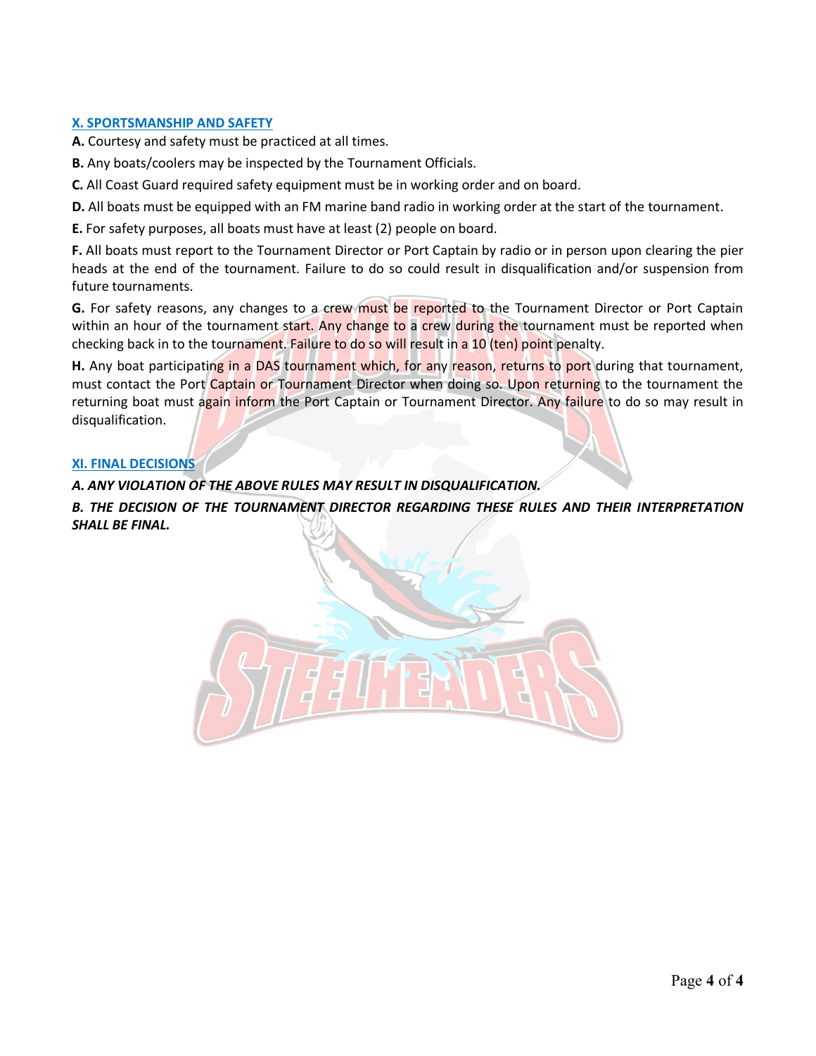## X. SPORTSMANSHIP AND SAFETY

**A.** Courtesy and safety must be practiced at all times.

**B.** Any boats/coolers may be inspected by the Tournament Officials.

**C.** All Coast Guard required safety equipment must be in working order and on board.

**D.** All boats must be equipped with an FM marine band radio in working order at the start of the tournament.

**E.** For safety purposes, all boats must have at least (2) people on board.

**F.** All boats must report to the Tournament Director or Port Captain by radio or in person upon clearing the pier heads at the end of the tournament. Failure to do so could result in disqualification and/or suspension from future tournaments.

**G.** For safety reasons, any changes to a crew must be reported to the Tournament Director or Port Captain within an hour of the tournament start. Any change to a crew during the tournament must be reported when checking back in to the tournament. Failure to do so will result in a 10 (ten) point penalty.

**H.** Any boat participating in a DAS tournament which, for any reason, returns to port during that tournament, must contact the Port Captain or Tournament Director when doing so. Upon returning to the tournament the returning boat must again inform the Port Captain or Tournament Director. Any failure to do so may result in disqualification.

## XI. FINAL DECISIONS

***A. ANY VIOLATION OF THE ABOVE RULES MAY RESULT IN DISQUALIFICATION.***

***B. THE DECISION OF THE TOURNAMENT DIRECTOR REGARDING THESE RULES AND THEIR INTERPRETATION SHALL BE FINAL.***